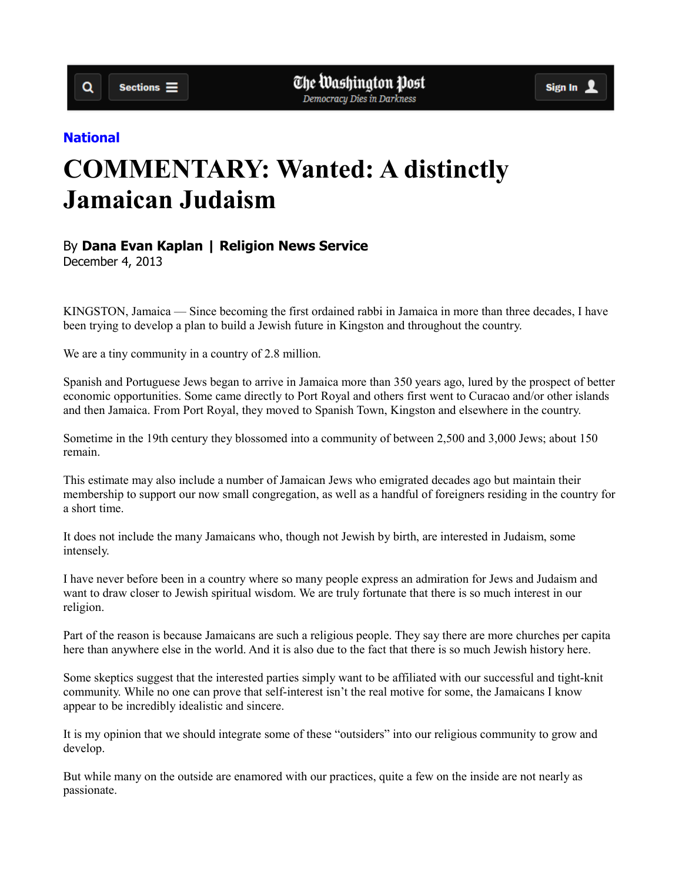National

# COMMENTARY: Wanted: A distinctly Jamaican Judaism

By **Dana Evan Kaplan | Religion News Service**
December 4, 2013

KINGSTON, Jamaica — Since becoming the first ordained rabbi in Jamaica in more than three decades, I have been trying to develop a plan to build a Jewish future in Kingston and throughout the country.

We are a tiny community in a country of 2.8 million.

Spanish and Portuguese Jews began to arrive in Jamaica more than 350 years ago, lured by the prospect of better economic opportunities. Some came directly to Port Royal and others first went to Curacao and/or other islands and then Jamaica. From Port Royal, they moved to Spanish Town, Kingston and elsewhere in the country.

Sometime in the 19th century they blossomed into a community of between 2,500 and 3,000 Jews; about 150 remain.

This estimate may also include a number of Jamaican Jews who emigrated decades ago but maintain their membership to support our now small congregation, as well as a handful of foreigners residing in the country for a short time.

It does not include the many Jamaicans who, though not Jewish by birth, are interested in Judaism, some intensely.

I have never before been in a country where so many people express an admiration for Jews and Judaism and want to draw closer to Jewish spiritual wisdom. We are truly fortunate that there is so much interest in our religion.

Part of the reason is because Jamaicans are such a religious people. They say there are more churches per capita here than anywhere else in the world. And it is also due to the fact that there is so much Jewish history here.

Some skeptics suggest that the interested parties simply want to be affiliated with our successful and tight-knit community. While no one can prove that self-interest isn't the real motive for some, the Jamaicans I know appear to be incredibly idealistic and sincere.

It is my opinion that we should integrate some of these "outsiders" into our religious community to grow and develop.

But while many on the outside are enamored with our practices, quite a few on the inside are not nearly as passionate.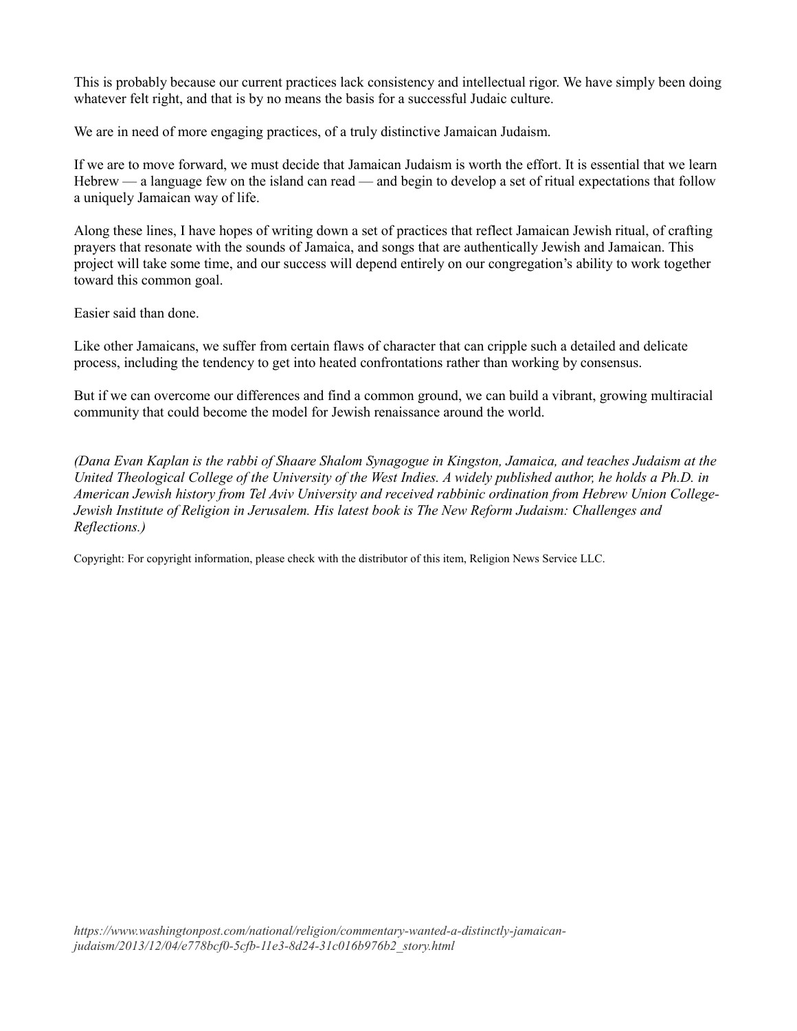This is probably because our current practices lack consistency and intellectual rigor. We have simply been doing whatever felt right, and that is by no means the basis for a successful Judaic culture.

We are in need of more engaging practices, of a truly distinctive Jamaican Judaism.

If we are to move forward, we must decide that Jamaican Judaism is worth the effort. It is essential that we learn Hebrew — a language few on the island can read — and begin to develop a set of ritual expectations that follow a uniquely Jamaican way of life.

Along these lines, I have hopes of writing down a set of practices that reflect Jamaican Jewish ritual, of crafting prayers that resonate with the sounds of Jamaica, and songs that are authentically Jewish and Jamaican. This project will take some time, and our success will depend entirely on our congregation's ability to work together toward this common goal.

Easier said than done.

Like other Jamaicans, we suffer from certain flaws of character that can cripple such a detailed and delicate process, including the tendency to get into heated confrontations rather than working by consensus.

But if we can overcome our differences and find a common ground, we can build a vibrant, growing multiracial community that could become the model for Jewish renaissance around the world.

*(Dana Evan Kaplan is the rabbi of Shaare Shalom Synagogue in Kingston, Jamaica, and teaches Judaism at the United Theological College of the University of the West Indies. A widely published author, he holds a Ph.D. in American Jewish history from Tel Aviv University and received rabbinic ordination from Hebrew Union College-Jewish Institute of Religion in Jerusalem. His latest book is The New Reform Judaism: Challenges and Reflections.)*

Copyright: For copyright information, please check with the distributor of this item, Religion News Service LLC.

*https://www.washingtonpost.com/national/religion/commentary-wanted-a-distinctly-jamaican-judaism/2013/12/04/e778bcf0-5cfb-11e3-8d24-31c016b976b2_story.html*